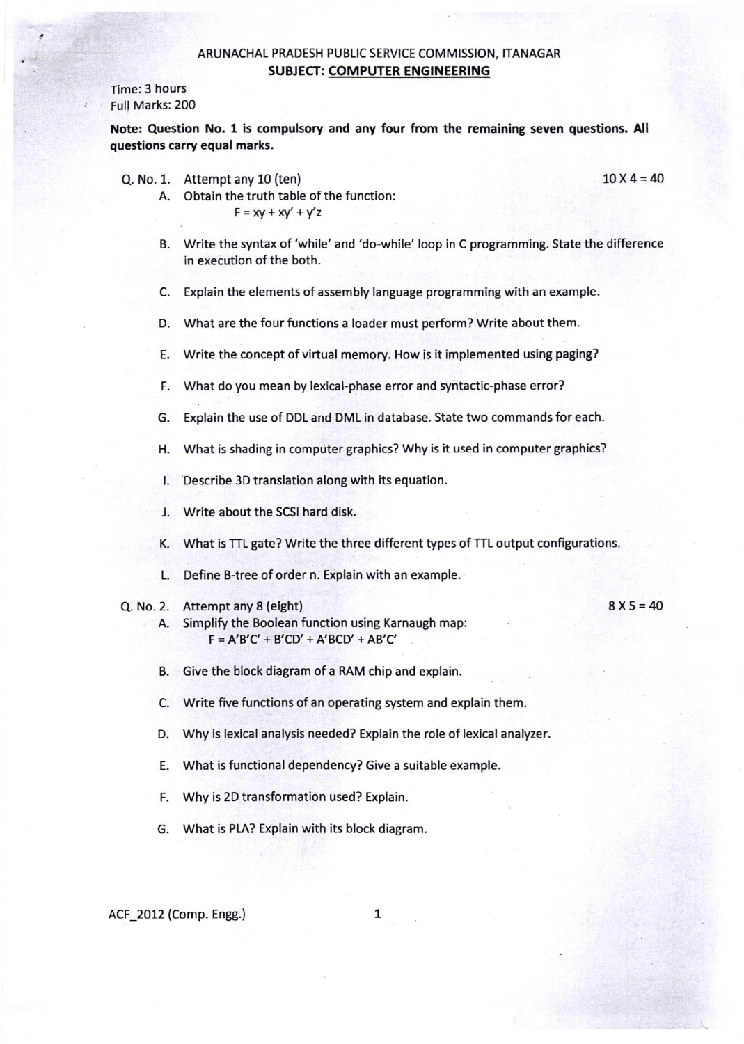# ARUNACHAL PRADESH PUBLIC SERVICE COMMISSION, ITANAGAR

## SUBJECT: COMPUTER ENGINEERING

Time: 3 hours

Full Marks: 200

**Note: Question No. 1 is compulsory and any four from the remaining seven questions. All questions carry equal marks.**

**Q. No. 1.** Attempt any 10 (ten) $10 \times 4 = 40$

A. Obtain the truth table of the function:

$$F = xy + xy' + y'z$$

B. Write the syntax of 'while' and 'do-while' loop in C programming. State the difference in execution of the both.

C. Explain the elements of assembly language programming with an example.

D. What are the four functions a loader must perform? Write about them.

E. Write the concept of virtual memory. How is it implemented using paging?

F. What do you mean by lexical-phase error and syntactic-phase error?

G. Explain the use of DDL and DML in database. State two commands for each.

H. What is shading in computer graphics? Why is it used in computer graphics?

I. Describe 3D translation along with its equation.

J. Write about the SCSI hard disk.

K. What is TTL gate? Write the three different types of TTL output configurations.

L. Define B-tree of order n. Explain with an example.

**Q. No. 2.** Attempt any 8 (eight) $8 \times 5 = 40$

A. Simplify the Boolean function using Karnaugh map:

$$F = A'B'C' + B'CD' + A'BCD' + AB'C'$$

B. Give the block diagram of a RAM chip and explain.

C. Write five functions of an operating system and explain them.

D. Why is lexical analysis needed? Explain the role of lexical analyzer.

E. What is functional dependency? Give a suitable example.

F. Why is 2D transformation used? Explain.

G. What is PLA? Explain with its block diagram.

ACF_2012 (Comp. Engg.)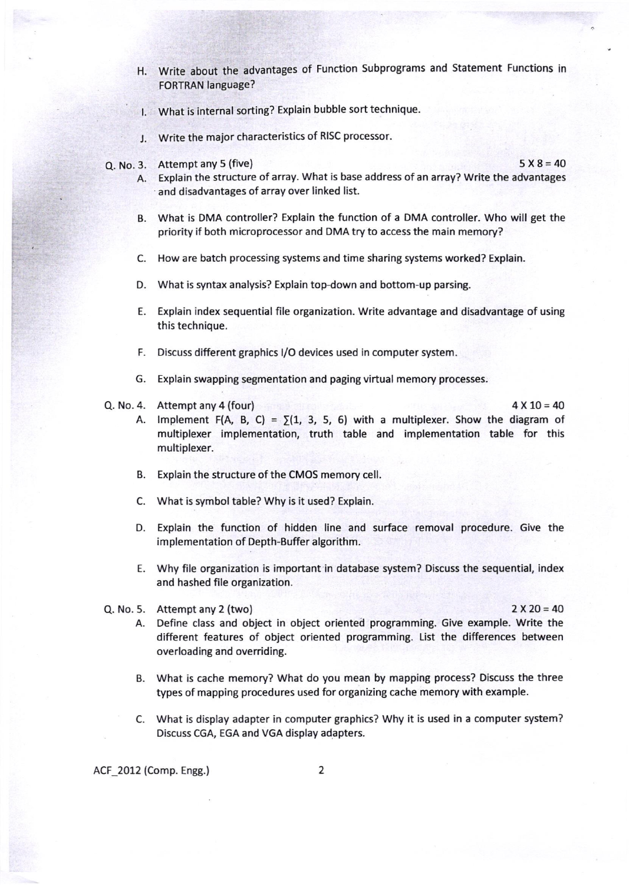H. Write about the advantages of Function Subprograms and Statement Functions in FORTRAN language?

I. What is internal sorting? Explain bubble sort technique.

J. Write the major characteristics of RISC processor.

**Q. No. 3.** Attempt any 5 (five) $5 \times 8 = 40$

A. Explain the structure of array. What is base address of an array? Write the advantages and disadvantages of array over linked list.

B. What is DMA controller? Explain the function of a DMA controller. Who will get the priority if both microprocessor and DMA try to access the main memory?

C. How are batch processing systems and time sharing systems worked? Explain.

D. What is syntax analysis? Explain top-down and bottom-up parsing.

E. Explain index sequential file organization. Write advantage and disadvantage of using this technique.

F. Discuss different graphics I/O devices used in computer system.

G. Explain swapping segmentation and paging virtual memory processes.

**Q. No. 4.** Attempt any 4 (four) $4 \times 10 = 40$

A. Implement $F(A, B, C) = \sum(1, 3, 5, 6)$ with a multiplexer. Show the diagram of multiplexer implementation, truth table and implementation table for this multiplexer.

B. Explain the structure of the CMOS memory cell.

C. What is symbol table? Why is it used? Explain.

D. Explain the function of hidden line and surface removal procedure. Give the implementation of Depth-Buffer algorithm.

E. Why file organization is important in database system? Discuss the sequential, index and hashed file organization.

**Q. No. 5.** Attempt any 2 (two) $2 \times 20 = 40$

A. Define class and object in object oriented programming. Give example. Write the different features of object oriented programming. List the differences between overloading and overriding.

B. What is cache memory? What do you mean by mapping process? Discuss the three types of mapping procedures used for organizing cache memory with example.

C. What is display adapter in computer graphics? Why it is used in a computer system? Discuss CGA, EGA and VGA display adapters.

ACF_2012 (Comp. Engg.)